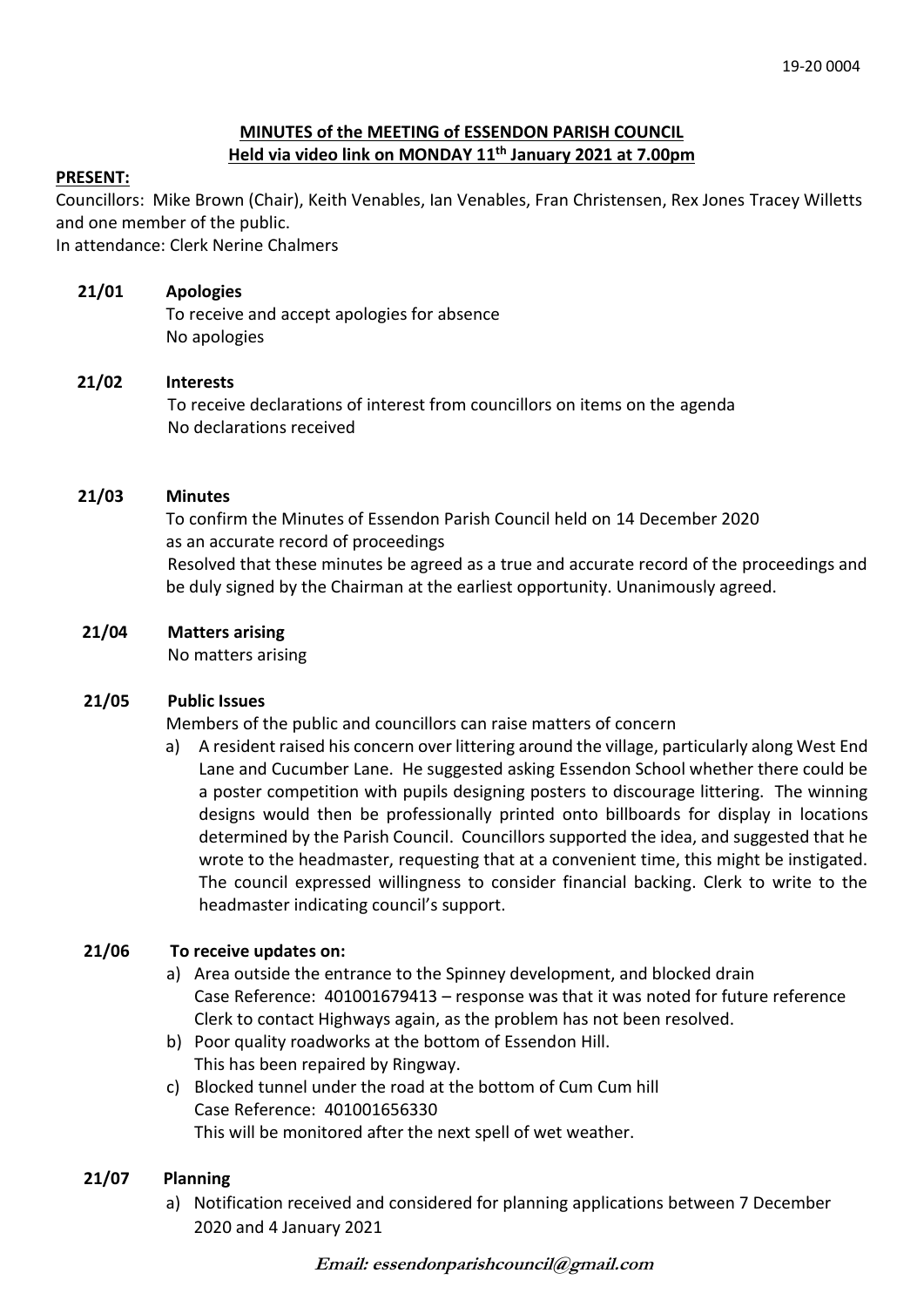19-20 0004

**MINUTES of the MEETING of ESSENDON PARISH COUNCIL**
**Held via video link on MONDAY 11th January 2021 at 7.00pm**

**PRESENT:**
Councillors: Mike Brown (Chair), Keith Venables, Ian Venables, Fran Christensen, Rex Jones Tracey Willetts and one member of the public.
In attendance: Clerk Nerine Chalmers

**21/01 Apologies**
To receive and accept apologies for absence
No apologies

**21/02 Interests**
To receive declarations of interest from councillors on items on the agenda
No declarations received

**21/03 Minutes**
To confirm the Minutes of Essendon Parish Council held on 14 December 2020 as an accurate record of proceedings
Resolved that these minutes be agreed as a true and accurate record of the proceedings and be duly signed by the Chairman at the earliest opportunity. Unanimously agreed.

**21/04 Matters arising**
No matters arising

**21/05 Public Issues**
Members of the public and councillors can raise matters of concern

a) A resident raised his concern over littering around the village, particularly along West End Lane and Cucumber Lane. He suggested asking Essendon School whether there could be a poster competition with pupils designing posters to discourage littering. The winning designs would then be professionally printed onto billboards for display in locations determined by the Parish Council. Councillors supported the idea, and suggested that he wrote to the headmaster, requesting that at a convenient time, this might be instigated. The council expressed willingness to consider financial backing. Clerk to write to the headmaster indicating council's support.

**21/06 To receive updates on:**

a) Area outside the entrance to the Spinney development, and blocked drain
Case Reference: 401001679413 – response was that it was noted for future reference
Clerk to contact Highways again, as the problem has not been resolved.
b) Poor quality roadworks at the bottom of Essendon Hill.
This has been repaired by Ringway.
c) Blocked tunnel under the road at the bottom of Cum Cum hill
Case Reference: 401001656330
This will be monitored after the next spell of wet weather.

**21/07 Planning**

a) Notification received and considered for planning applications between 7 December 2020 and 4 January 2021

*Email: essendonparishcouncil@gmail.com*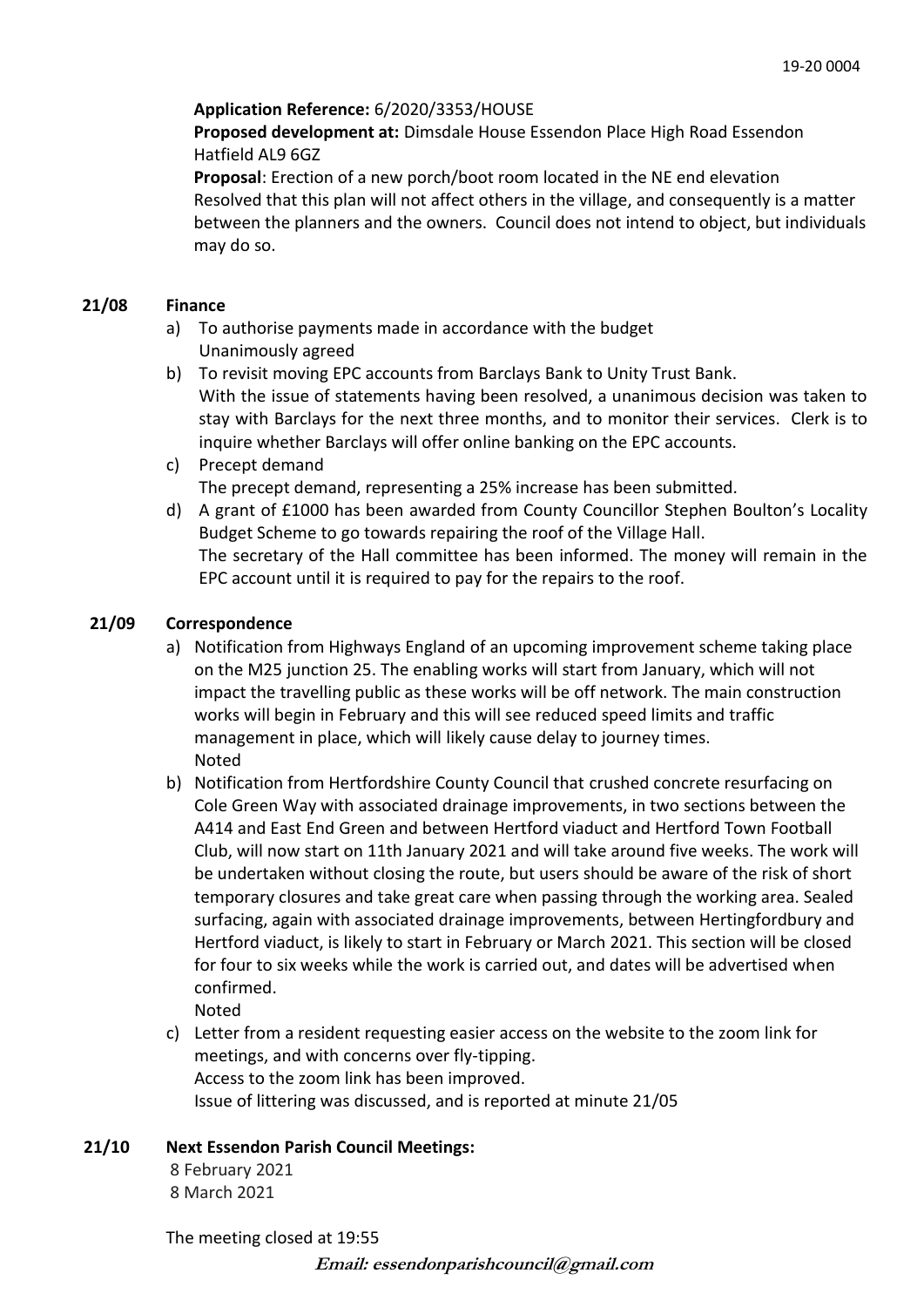**Application Reference:** 6/2020/3353/HOUSE
**Proposed development at:** Dimsdale House Essendon Place High Road Essendon Hatfield AL9 6GZ
**Proposal**: Erection of a new porch/boot room located in the NE end elevation
Resolved that this plan will not affect others in the village, and consequently is a matter between the planners and the owners. Council does not intend to object, but individuals may do so.

**21/08 Finance**

a) To authorise payments made in accordance with the budget
Unanimously agreed
b) To revisit moving EPC accounts from Barclays Bank to Unity Trust Bank.
With the issue of statements having been resolved, a unanimous decision was taken to stay with Barclays for the next three months, and to monitor their services. Clerk is to inquire whether Barclays will offer online banking on the EPC accounts.
c) Precept demand
The precept demand, representing a 25% increase has been submitted.
d) A grant of £1000 has been awarded from County Councillor Stephen Boulton's Locality Budget Scheme to go towards repairing the roof of the Village Hall.
The secretary of the Hall committee has been informed. The money will remain in the EPC account until it is required to pay for the repairs to the roof.

**21/09 Correspondence**

a) Notification from Highways England of an upcoming improvement scheme taking place on the M25 junction 25. The enabling works will start from January, which will not impact the travelling public as these works will be off network. The main construction works will begin in February and this will see reduced speed limits and traffic management in place, which will likely cause delay to journey times.
Noted
b) Notification from Hertfordshire County Council that crushed concrete resurfacing on Cole Green Way with associated drainage improvements, in two sections between the A414 and East End Green and between Hertford viaduct and Hertford Town Football Club, will now start on 11th January 2021 and will take around five weeks. The work will be undertaken without closing the route, but users should be aware of the risk of short temporary closures and take great care when passing through the working area. Sealed surfacing, again with associated drainage improvements, between Hertingfordbury and Hertford viaduct, is likely to start in February or March 2021. This section will be closed for four to six weeks while the work is carried out, and dates will be advertised when confirmed.
Noted
c) Letter from a resident requesting easier access on the website to the zoom link for meetings, and with concerns over fly-tipping.
Access to the zoom link has been improved.
Issue of littering was discussed, and is reported at minute 21/05

**21/10 Next Essendon Parish Council Meetings:**

8 February 2021
8 March 2021

The meeting closed at 19:55

***Email: essendonparishcouncil@gmail.com***